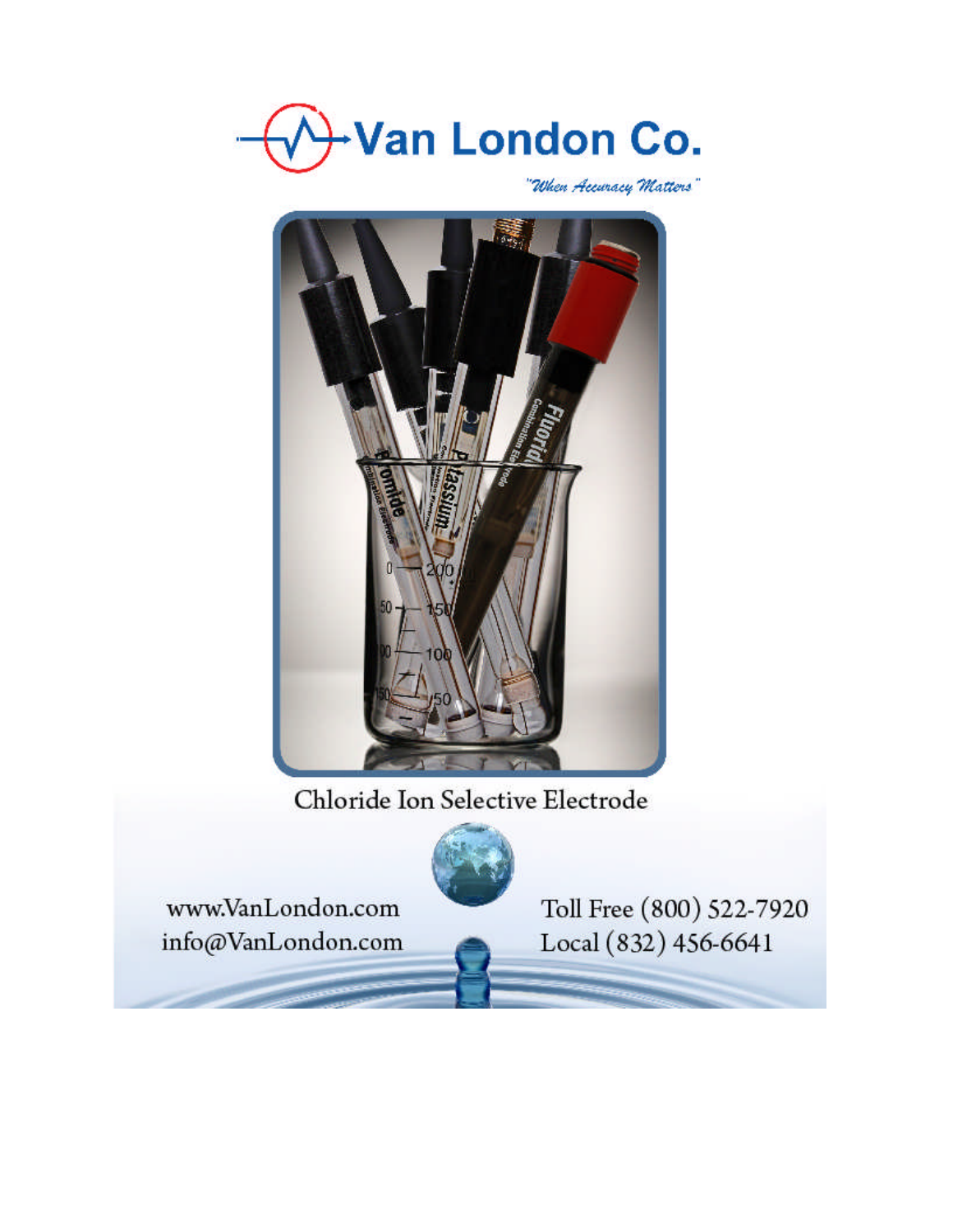# Van London Co.

*"When Accuracy Matters"*

## Chloride Ion Selective Electrode

www.VanLondon.com
info@VanLondon.com

Toll Free (800) 522-7920
Local (832) 456-6641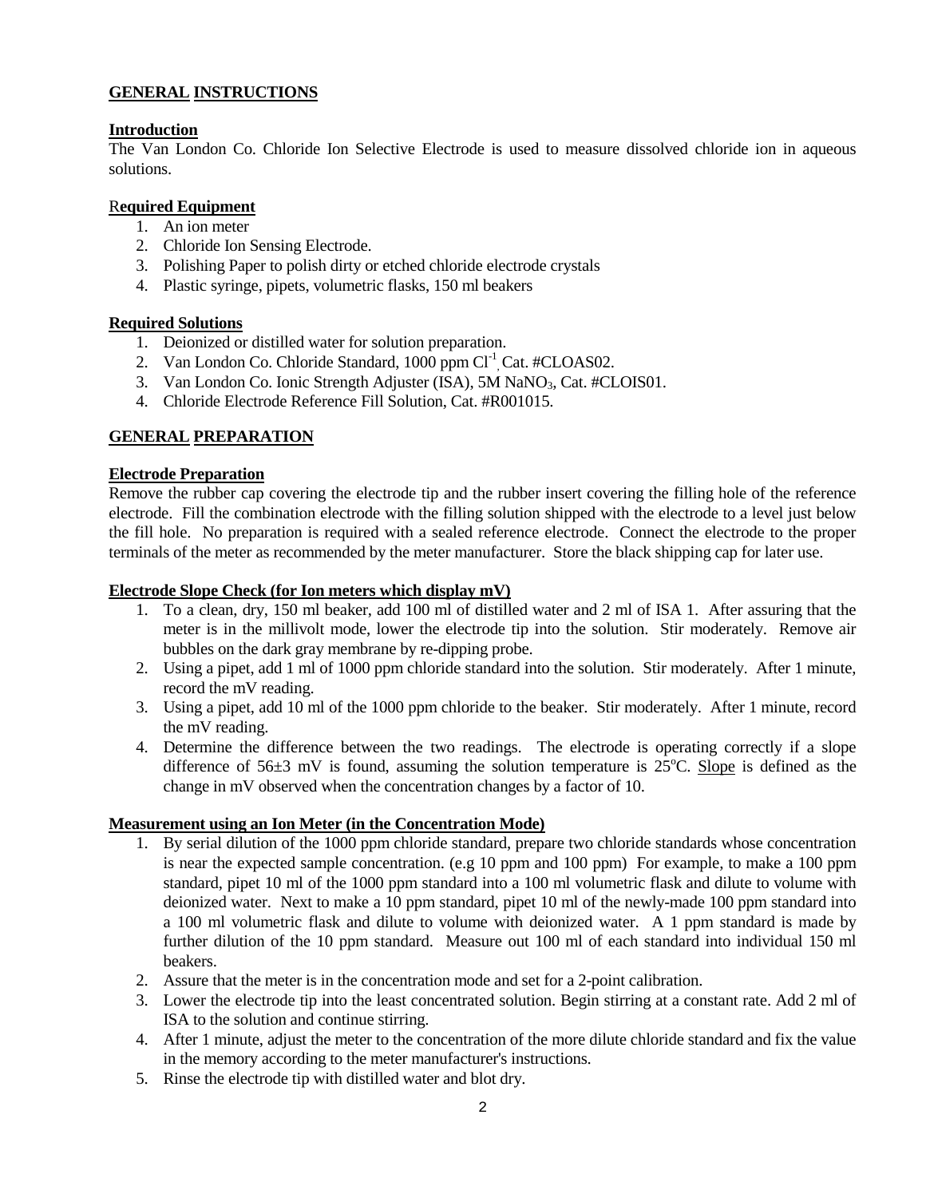## GENERAL INSTRUCTIONS

### Introduction

The Van London Co. Chloride Ion Selective Electrode is used to measure dissolved chloride ion in aqueous solutions.

### Required Equipment

1. An ion meter
2. Chloride Ion Sensing Electrode.
3. Polishing Paper to polish dirty or etched chloride electrode crystals
4. Plastic syringe, pipets, volumetric flasks, 150 ml beakers

### Required Solutions

1. Deionized or distilled water for solution preparation.
2. Van London Co. Chloride Standard, 1000 ppm $Cl^{-1}$, Cat. #CLOAS02.
3. Van London Co. Ionic Strength Adjuster (ISA), 5M $NaNO_3$, Cat. #CLOIS01.
4. Chloride Electrode Reference Fill Solution, Cat. #R001015.

## GENERAL PREPARATION

### Electrode Preparation

Remove the rubber cap covering the electrode tip and the rubber insert covering the filling hole of the reference electrode. Fill the combination electrode with the filling solution shipped with the electrode to a level just below the fill hole. No preparation is required with a sealed reference electrode. Connect the electrode to the proper terminals of the meter as recommended by the meter manufacturer. Store the black shipping cap for later use.

### Electrode Slope Check (for Ion meters which display mV)

1. To a clean, dry, 150 ml beaker, add 100 ml of distilled water and 2 ml of ISA 1. After assuring that the meter is in the millivolt mode, lower the electrode tip into the solution. Stir moderately. Remove air bubbles on the dark gray membrane by re-dipping probe.
2. Using a pipet, add 1 ml of 1000 ppm chloride standard into the solution. Stir moderately. After 1 minute, record the mV reading.
3. Using a pipet, add 10 ml of the 1000 ppm chloride to the beaker. Stir moderately. After 1 minute, record the mV reading.
4. Determine the difference between the two readings. The electrode is operating correctly if a slope difference of $56\pm3$ mV is found, assuming the solution temperature is $25^oC$. Slope is defined as the change in mV observed when the concentration changes by a factor of 10.

### Measurement using an Ion Meter (in the Concentration Mode)

1. By serial dilution of the 1000 ppm chloride standard, prepare two chloride standards whose concentration is near the expected sample concentration. (e.g 10 ppm and 100 ppm) For example, to make a 100 ppm standard, pipet 10 ml of the 1000 ppm standard into a 100 ml volumetric flask and dilute to volume with deionized water. Next to make a 10 ppm standard, pipet 10 ml of the newly-made 100 ppm standard into a 100 ml volumetric flask and dilute to volume with deionized water. A 1 ppm standard is made by further dilution of the 10 ppm standard. Measure out 100 ml of each standard into individual 150 ml beakers.
2. Assure that the meter is in the concentration mode and set for a 2-point calibration.
3. Lower the electrode tip into the least concentrated solution. Begin stirring at a constant rate. Add 2 ml of ISA to the solution and continue stirring.
4. After 1 minute, adjust the meter to the concentration of the more dilute chloride standard and fix the value in the memory according to the meter manufacturer's instructions.
5. Rinse the electrode tip with distilled water and blot dry.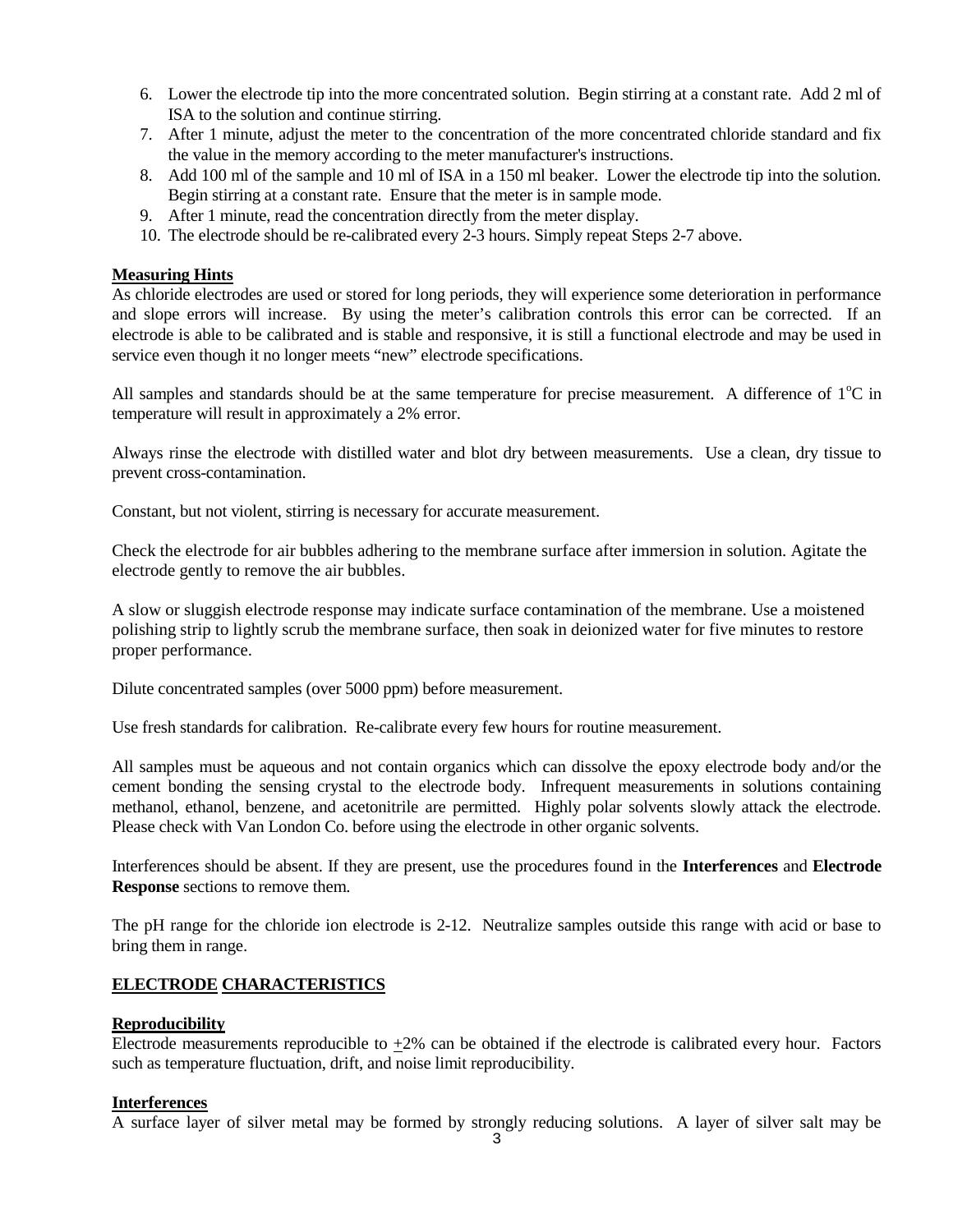6. Lower the electrode tip into the more concentrated solution. Begin stirring at a constant rate. Add 2 ml of ISA to the solution and continue stirring.
7. After 1 minute, adjust the meter to the concentration of the more concentrated chloride standard and fix the value in the memory according to the meter manufacturer's instructions.
8. Add 100 ml of the sample and 10 ml of ISA in a 150 ml beaker. Lower the electrode tip into the solution. Begin stirring at a constant rate. Ensure that the meter is in sample mode.
9. After 1 minute, read the concentration directly from the meter display.
10. The electrode should be re-calibrated every 2-3 hours. Simply repeat Steps 2-7 above.

### Measuring Hints

As chloride electrodes are used or stored for long periods, they will experience some deterioration in performance and slope errors will increase. By using the meter's calibration controls this error can be corrected. If an electrode is able to be calibrated and is stable and responsive, it is still a functional electrode and may be used in service even though it no longer meets "new" electrode specifications.

All samples and standards should be at the same temperature for precise measurement. A difference of $1^{o}C$ in temperature will result in approximately a 2% error.

Always rinse the electrode with distilled water and blot dry between measurements. Use a clean, dry tissue to prevent cross-contamination.

Constant, but not violent, stirring is necessary for accurate measurement.

Check the electrode for air bubbles adhering to the membrane surface after immersion in solution. Agitate the electrode gently to remove the air bubbles.

A slow or sluggish electrode response may indicate surface contamination of the membrane. Use a moistened polishing strip to lightly scrub the membrane surface, then soak in deionized water for five minutes to restore proper performance.

Dilute concentrated samples (over 5000 ppm) before measurement.

Use fresh standards for calibration. Re-calibrate every few hours for routine measurement.

All samples must be aqueous and not contain organics which can dissolve the epoxy electrode body and/or the cement bonding the sensing crystal to the electrode body. Infrequent measurements in solutions containing methanol, ethanol, benzene, and acetonitrile are permitted. Highly polar solvents slowly attack the electrode. Please check with Van London Co. before using the electrode in other organic solvents.

Interferences should be absent. If they are present, use the procedures found in the **Interferences** and **Electrode Response** sections to remove them.

The pH range for the chloride ion electrode is 2-12. Neutralize samples outside this range with acid or base to bring them in range.

## ELECTRODE CHARACTERISTICS

### Reproducibility

Electrode measurements reproducible to $\pm$2% can be obtained if the electrode is calibrated every hour. Factors such as temperature fluctuation, drift, and noise limit reproducibility.

### Interferences

A surface layer of silver metal may be formed by strongly reducing solutions. A layer of silver salt may be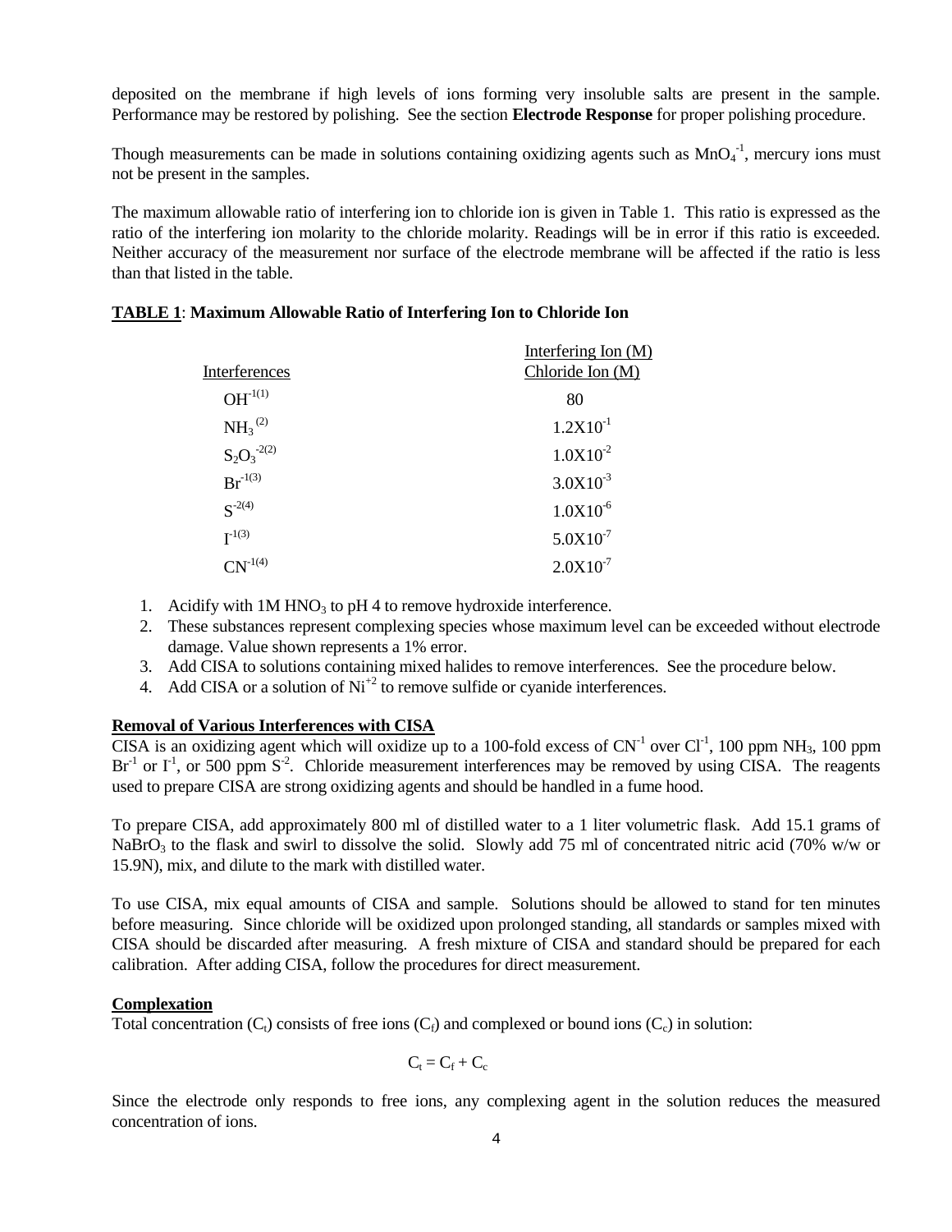deposited on the membrane if high levels of ions forming very insoluble salts are present in the sample. Performance may be restored by polishing. See the section **Electrode Response** for proper polishing procedure.

Though measurements can be made in solutions containing oxidizing agents such as $MnO_4^{-1}$, mercury ions must not be present in the samples.

The maximum allowable ratio of interfering ion to chloride ion is given in Table 1. This ratio is expressed as the ratio of the interfering ion molarity to the chloride molarity. Readings will be in error if this ratio is exceeded. Neither accuracy of the measurement nor surface of the electrode membrane will be affected if the ratio is less than that listed in the table.

**TABLE 1**: **Maximum Allowable Ratio of Interfering Ion to Chloride Ion**

| Interferences | Interfering Ion (M) / Chloride Ion (M) |
|---|---|
| $OH^{-1}$ (1) | 80 |
| $NH_3$ (2) | $1.2X10^{-1}$ |
| $S_2O_3^{-2}$ (2) | $1.0X10^{-2}$ |
| $Br^{-1}$ (3) | $3.0X10^{-3}$ |
| $S^{-2}$ (4) | $1.0X10^{-6}$ |
| $I^{-1}$ (3) | $5.0X10^{-7}$ |
| $CN^{-1}$ (4) | $2.0X10^{-7}$ |

1. Acidify with 1M $HNO_3$ to pH 4 to remove hydroxide interference.
2. These substances represent complexing species whose maximum level can be exceeded without electrode damage. Value shown represents a 1% error.
3. Add CISA to solutions containing mixed halides to remove interferences. See the procedure below.
4. Add CISA or a solution of $Ni^{+2}$ to remove sulfide or cyanide interferences.

## Removal of Various Interferences with CISA

CISA is an oxidizing agent which will oxidize up to a 100-fold excess of $CN^{-1}$ over $Cl^{-1}$, 100 ppm $NH_3$, 100 ppm $Br^{-1}$ or $I^{-1}$, or 500 ppm $S^{-2}$. Chloride measurement interferences may be removed by using CISA. The reagents used to prepare CISA are strong oxidizing agents and should be handled in a fume hood.

To prepare CISA, add approximately 800 ml of distilled water to a 1 liter volumetric flask. Add 15.1 grams of $NaBrO_3$ to the flask and swirl to dissolve the solid. Slowly add 75 ml of concentrated nitric acid (70% w/w or 15.9N), mix, and dilute to the mark with distilled water.

To use CISA, mix equal amounts of CISA and sample. Solutions should be allowed to stand for ten minutes before measuring. Since chloride will be oxidized upon prolonged standing, all standards or samples mixed with CISA should be discarded after measuring. A fresh mixture of CISA and standard should be prepared for each calibration. After adding CISA, follow the procedures for direct measurement.

## Complexation

Total concentration ($C_t$) consists of free ions ($C_f$) and complexed or bound ions ($C_c$) in solution:

$$C_t = C_f + C_c$$

Since the electrode only responds to free ions, any complexing agent in the solution reduces the measured concentration of ions.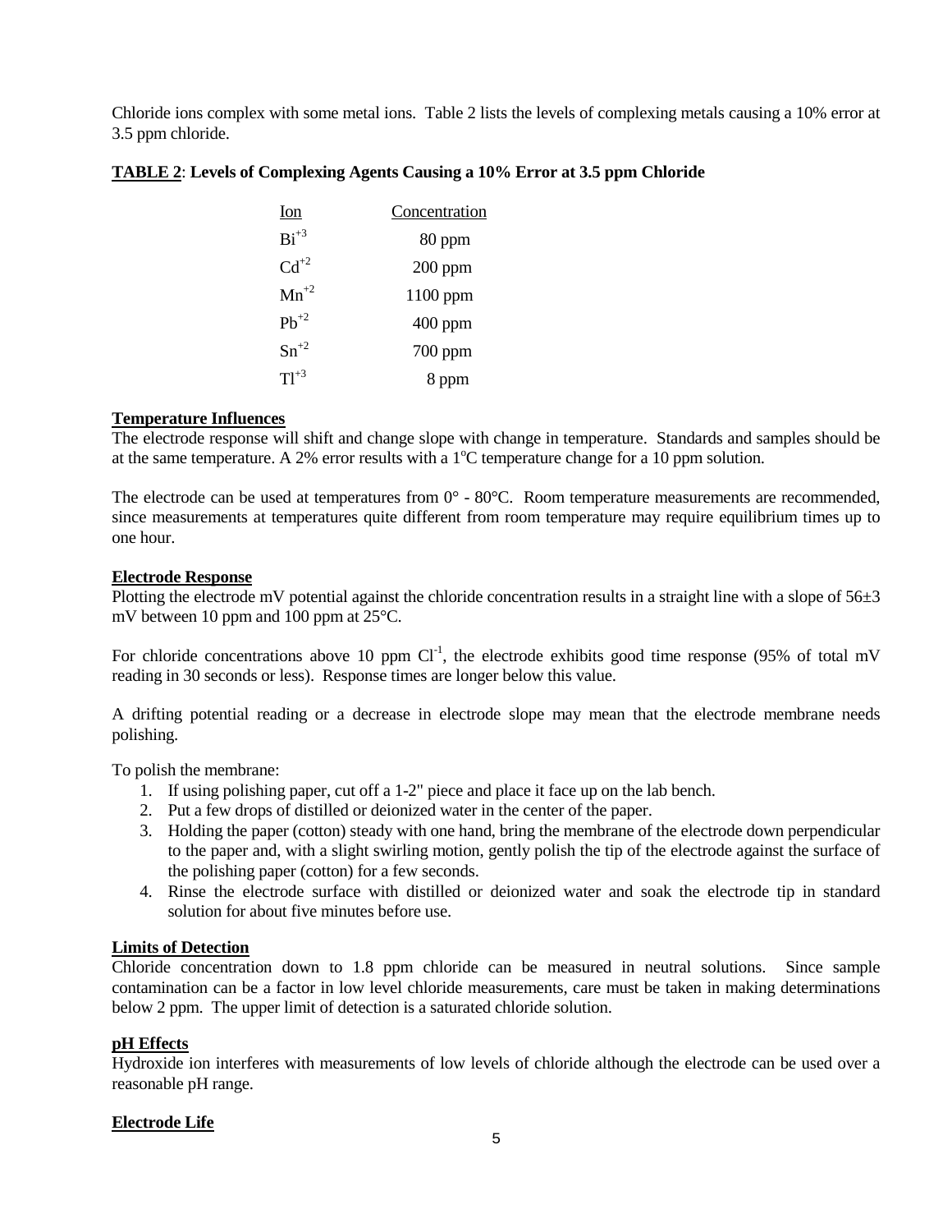Chloride ions complex with some metal ions. Table 2 lists the levels of complexing metals causing a 10% error at 3.5 ppm chloride.

**TABLE 2**: **Levels of Complexing Agents Causing a 10% Error at 3.5 ppm Chloride**

| Ion | Concentration |
|---|---|
| $Bi^{+3}$ | 80 ppm |
| $Cd^{+2}$ | 200 ppm |
| $Mn^{+2}$ | 1100 ppm |
| $Pb^{+2}$ | 400 ppm |
| $Sn^{+2}$ | 700 ppm |
| $Tl^{+3}$ | 8 ppm |

**Temperature Influences**

The electrode response will shift and change slope with change in temperature. Standards and samples should be at the same temperature. A 2% error results with a 1°C temperature change for a 10 ppm solution.

The electrode can be used at temperatures from 0° - 80°C. Room temperature measurements are recommended, since measurements at temperatures quite different from room temperature may require equilibrium times up to one hour.

**Electrode Response**

Plotting the electrode mV potential against the chloride concentration results in a straight line with a slope of 56±3 mV between 10 ppm and 100 ppm at 25°C.

For chloride concentrations above 10 ppm $Cl^{-1}$, the electrode exhibits good time response (95% of total mV reading in 30 seconds or less). Response times are longer below this value.

A drifting potential reading or a decrease in electrode slope may mean that the electrode membrane needs polishing.

To polish the membrane:

1. If using polishing paper, cut off a 1-2" piece and place it face up on the lab bench.
2. Put a few drops of distilled or deionized water in the center of the paper.
3. Holding the paper (cotton) steady with one hand, bring the membrane of the electrode down perpendicular to the paper and, with a slight swirling motion, gently polish the tip of the electrode against the surface of the polishing paper (cotton) for a few seconds.
4. Rinse the electrode surface with distilled or deionized water and soak the electrode tip in standard solution for about five minutes before use.

**Limits of Detection**

Chloride concentration down to 1.8 ppm chloride can be measured in neutral solutions. Since sample contamination can be a factor in low level chloride measurements, care must be taken in making determinations below 2 ppm. The upper limit of detection is a saturated chloride solution.

**pH Effects**

Hydroxide ion interferes with measurements of low levels of chloride although the electrode can be used over a reasonable pH range.

**Electrode Life**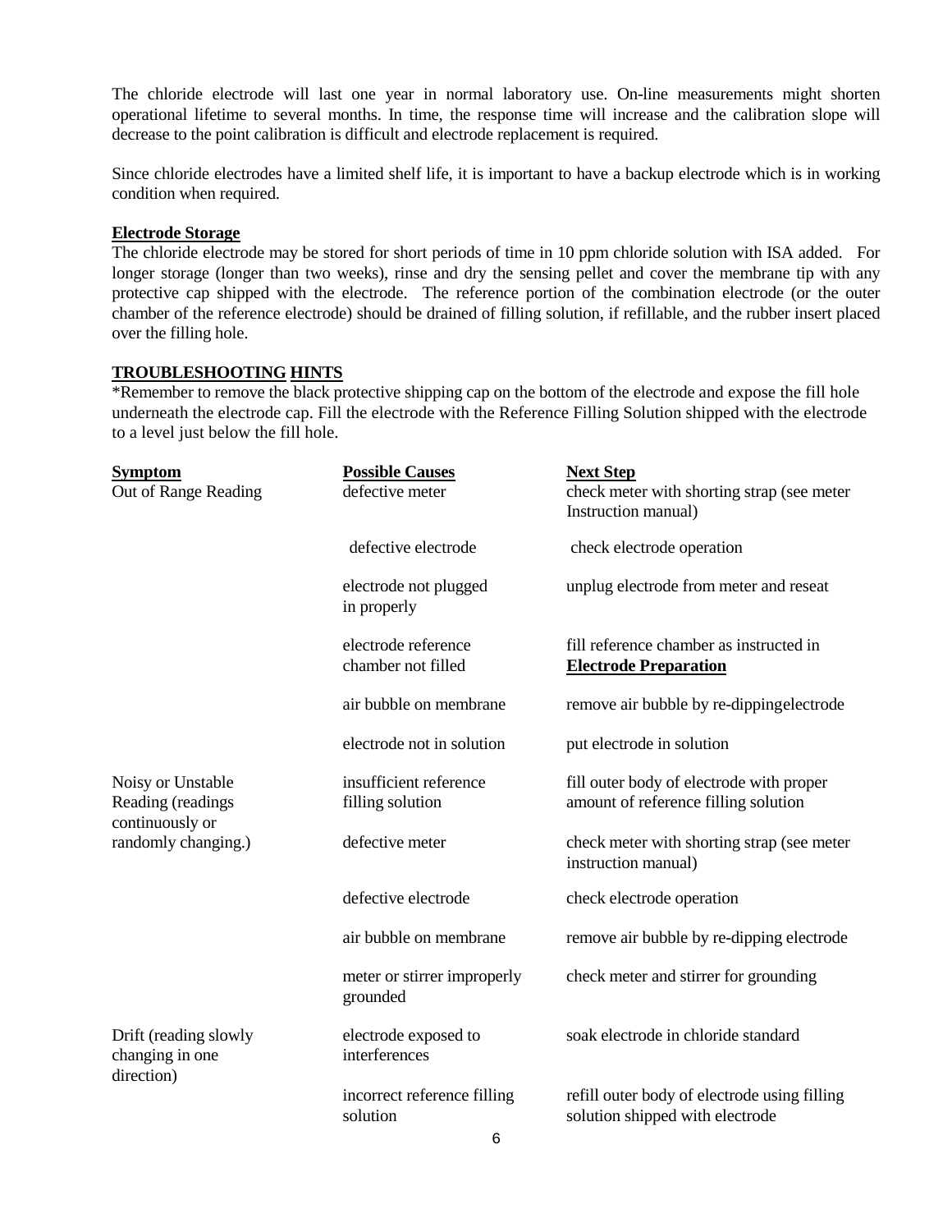The chloride electrode will last one year in normal laboratory use. On-line measurements might shorten operational lifetime to several months. In time, the response time will increase and the calibration slope will decrease to the point calibration is difficult and electrode replacement is required.

Since chloride electrodes have a limited shelf life, it is important to have a backup electrode which is in working condition when required.

**Electrode Storage**

The chloride electrode may be stored for short periods of time in 10 ppm chloride solution with ISA added. For longer storage (longer than two weeks), rinse and dry the sensing pellet and cover the membrane tip with any protective cap shipped with the electrode. The reference portion of the combination electrode (or the outer chamber of the reference electrode) should be drained of filling solution, if refillable, and the rubber insert placed over the filling hole.

**TROUBLESHOOTING HINTS**

*Remember to remove the black protective shipping cap on the bottom of the electrode and expose the fill hole underneath the electrode cap. Fill the electrode with the Reference Filling Solution shipped with the electrode to a level just below the fill hole.

| Symptom | Possible Causes | Next Step |
|---|---|---|
| Out of Range Reading | defective meter | check meter with shorting strap (see meter Instruction manual) |
| | defective electrode | check electrode operation |
| | electrode not plugged in properly | unplug electrode from meter and reseat |
| | electrode reference chamber not filled | fill reference chamber as instructed in **Electrode Preparation** |
| | air bubble on membrane | remove air bubble by re-dippingelectrode |
| | electrode not in solution | put electrode in solution |
| Noisy or Unstable Reading (readings continuously or randomly changing.) | insufficient reference filling solution | fill outer body of electrode with proper amount of reference filling solution |
| | defective meter | check meter with shorting strap (see meter instruction manual) |
| | defective electrode | check electrode operation |
| | air bubble on membrane | remove air bubble by re-dipping electrode |
| | meter or stirrer improperly grounded | check meter and stirrer for grounding |
| Drift (reading slowly changing in one direction) | electrode exposed to interferences | soak electrode in chloride standard |
| | incorrect reference filling solution | refill outer body of electrode using filling solution shipped with electrode |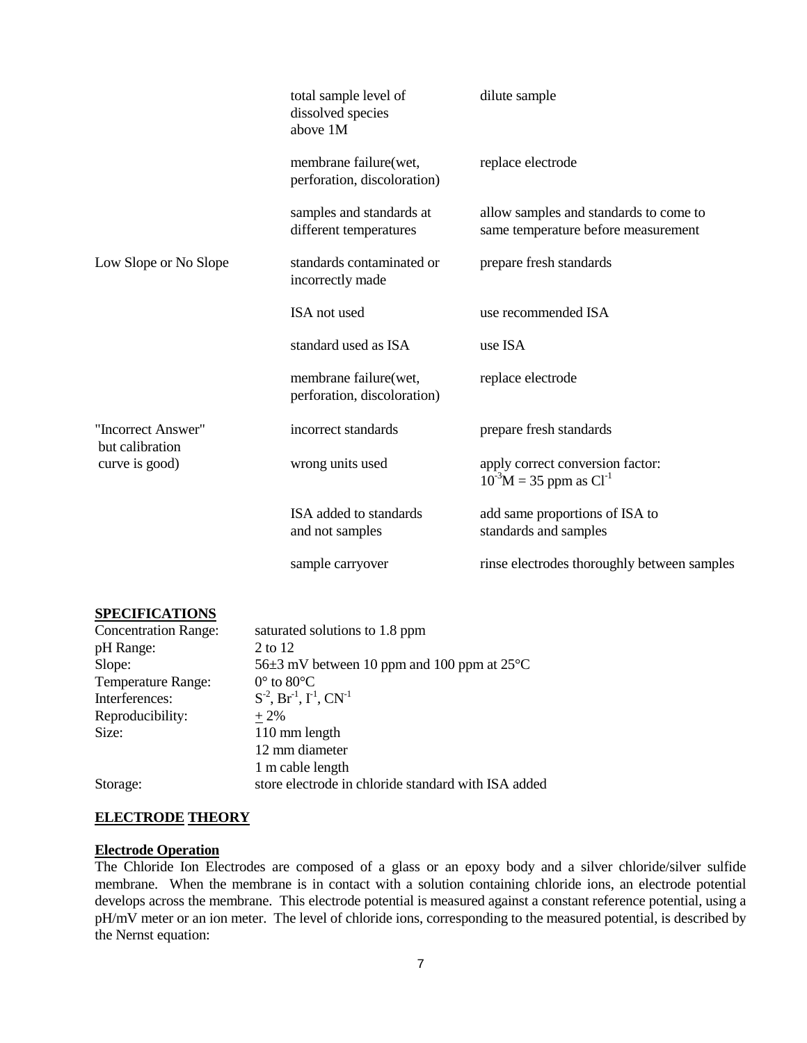| | | |
|---|---|---|
| | total sample level of dissolved species above 1M | dilute sample |
| | membrane failure(wet, perforation, discoloration) | replace electrode |
| | samples and standards at different temperatures | allow samples and standards to come to same temperature before measurement |
| Low Slope or No Slope | standards contaminated or incorrectly made | prepare fresh standards |
| | ISA not used | use recommended ISA |
| | standard used as ISA | use ISA |
| | membrane failure(wet, perforation, discoloration) | replace electrode |
| "Incorrect Answer" but calibration curve is good) | incorrect standards | prepare fresh standards |
| | wrong units used | apply correct conversion factor: $10^{-3}$M = 35 ppm as $Cl^{-1}$ |
| | ISA added to standards and not samples | add same proportions of ISA to standards and samples |
| | sample carryover | rinse electrodes thoroughly between samples |

## SPECIFICATIONS

| | |
|---|---|
| Concentration Range: | saturated solutions to 1.8 ppm |
| pH Range: | 2 to 12 |
| Slope: | 56±3 mV between 10 ppm and 100 ppm at 25°C |
| Temperature Range: | 0° to 80°C |
| Interferences: | $S^{-2}$, $Br^{-1}$, $I^{-1}$, $CN^{-1}$ |
| Reproducibility: | ± 2% |
| Size: | 110 mm length<br>12 mm diameter<br>1 m cable length |
| Storage: | store electrode in chloride standard with ISA added |

## ELECTRODE THEORY

### Electrode Operation

The Chloride Ion Electrodes are composed of a glass or an epoxy body and a silver chloride/silver sulfide membrane. When the membrane is in contact with a solution containing chloride ions, an electrode potential develops across the membrane. This electrode potential is measured against a constant reference potential, using a pH/mV meter or an ion meter. The level of chloride ions, corresponding to the measured potential, is described by the Nernst equation: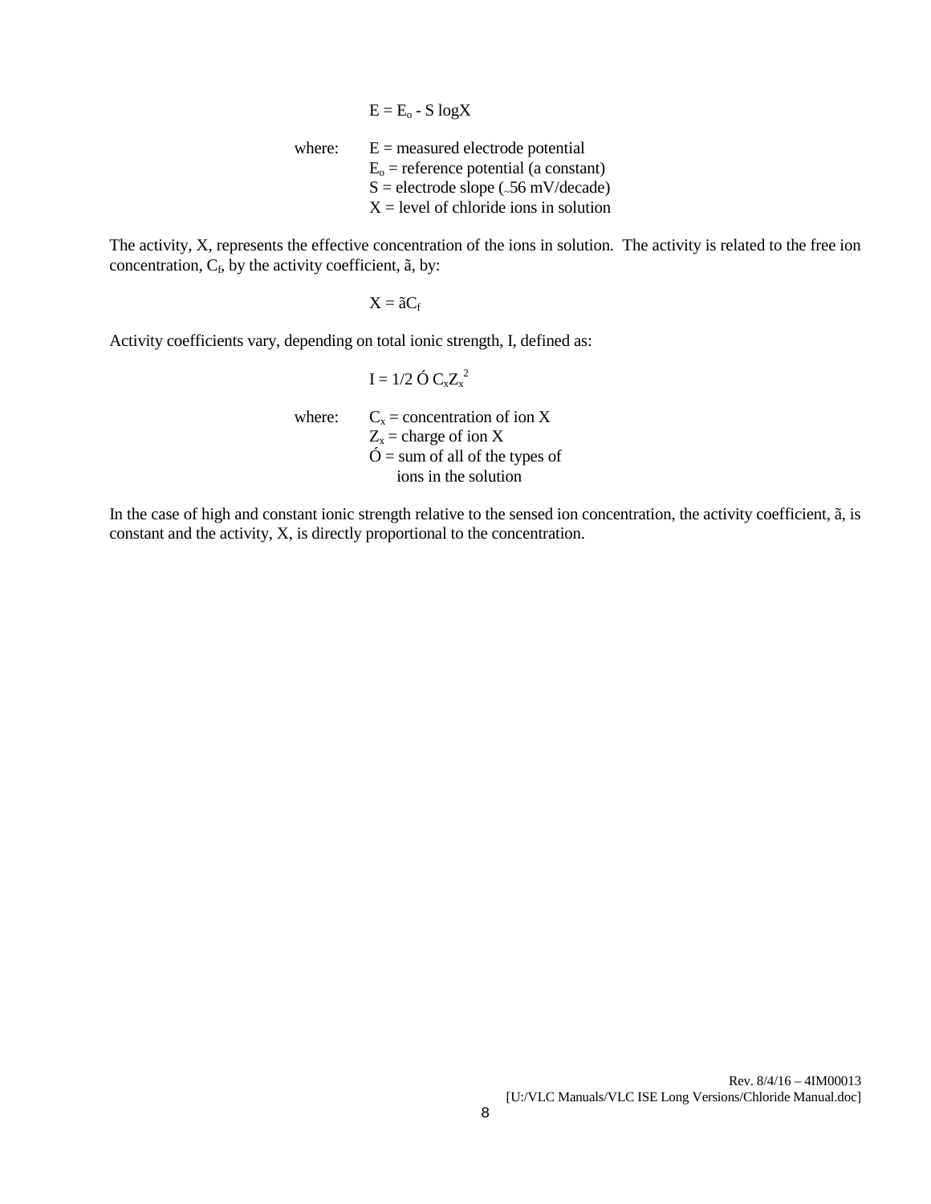$$E = E_o - S \log X$$

where:
$E$ = measured electrode potential
$E_o$ = reference potential (a constant)
$S$ = electrode slope (~56 mV/decade)
$X$ = level of chloride ions in solution

The activity, X, represents the effective concentration of the ions in solution. The activity is related to the free ion concentration, $C_f$, by the activity coefficient, ã, by:

$$X = ãC_f$$

Activity coefficients vary, depending on total ionic strength, I, defined as:

$$I = 1/2\ Ó\ C_x Z_x^2$$

where:
$C_x$ = concentration of ion X
$Z_x$ = charge of ion X
Ó = sum of all of the types of ions in the solution

In the case of high and constant ionic strength relative to the sensed ion concentration, the activity coefficient, ã, is constant and the activity, X, is directly proportional to the concentration.